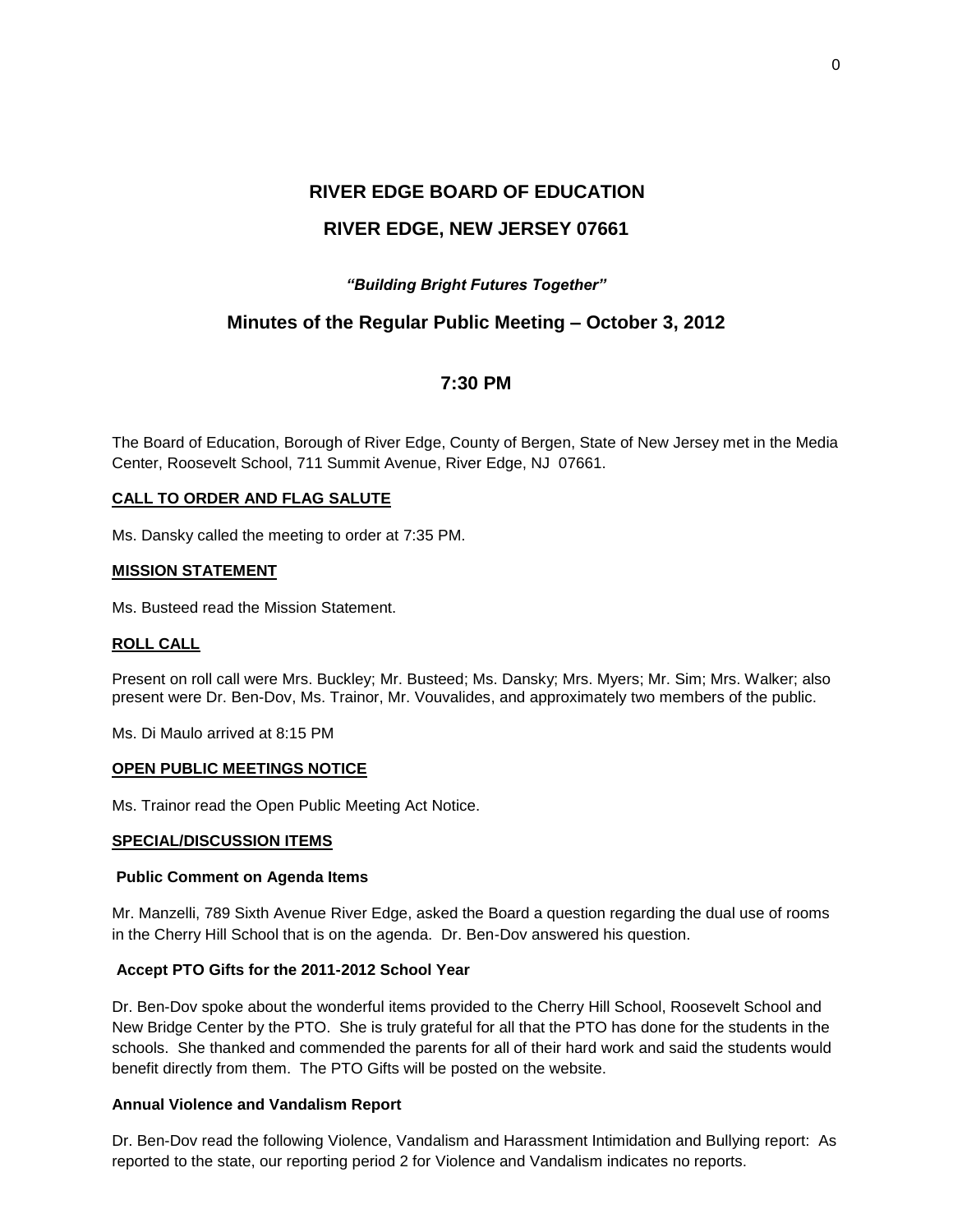# RIVER EDGE BOARD OF EDUCATION

# RIVER EDGE, NEW JERSEY 07661

***"Building Bright Futures Together"***

## Minutes of the Regular Public Meeting – October 3, 2012

## 7:30 PM

The Board of Education, Borough of River Edge, County of Bergen, State of New Jersey met in the Media Center, Roosevelt School, 711 Summit Avenue, River Edge, NJ 07661.

**CALL TO ORDER AND FLAG SALUTE**

Ms. Dansky called the meeting to order at 7:35 PM.

**MISSION STATEMENT**

Ms. Busteed read the Mission Statement.

**ROLL CALL**

Present on roll call were Mrs. Buckley; Mr. Busteed; Ms. Dansky; Mrs. Myers; Mr. Sim; Mrs. Walker; also present were Dr. Ben-Dov, Ms. Trainor, Mr. Vouvalides, and approximately two members of the public.

Ms. Di Maulo arrived at 8:15 PM

**OPEN PUBLIC MEETINGS NOTICE**

Ms. Trainor read the Open Public Meeting Act Notice.

**SPECIAL/DISCUSSION ITEMS**

**Public Comment on Agenda Items**

Mr. Manzelli, 789 Sixth Avenue River Edge, asked the Board a question regarding the dual use of rooms in the Cherry Hill School that is on the agenda. Dr. Ben-Dov answered his question.

**Accept PTO Gifts for the 2011-2012 School Year**

Dr. Ben-Dov spoke about the wonderful items provided to the Cherry Hill School, Roosevelt School and New Bridge Center by the PTO. She is truly grateful for all that the PTO has done for the students in the schools. She thanked and commended the parents for all of their hard work and said the students would benefit directly from them. The PTO Gifts will be posted on the website.

**Annual Violence and Vandalism Report**

Dr. Ben-Dov read the following Violence, Vandalism and Harassment Intimidation and Bullying report: As reported to the state, our reporting period 2 for Violence and Vandalism indicates no reports.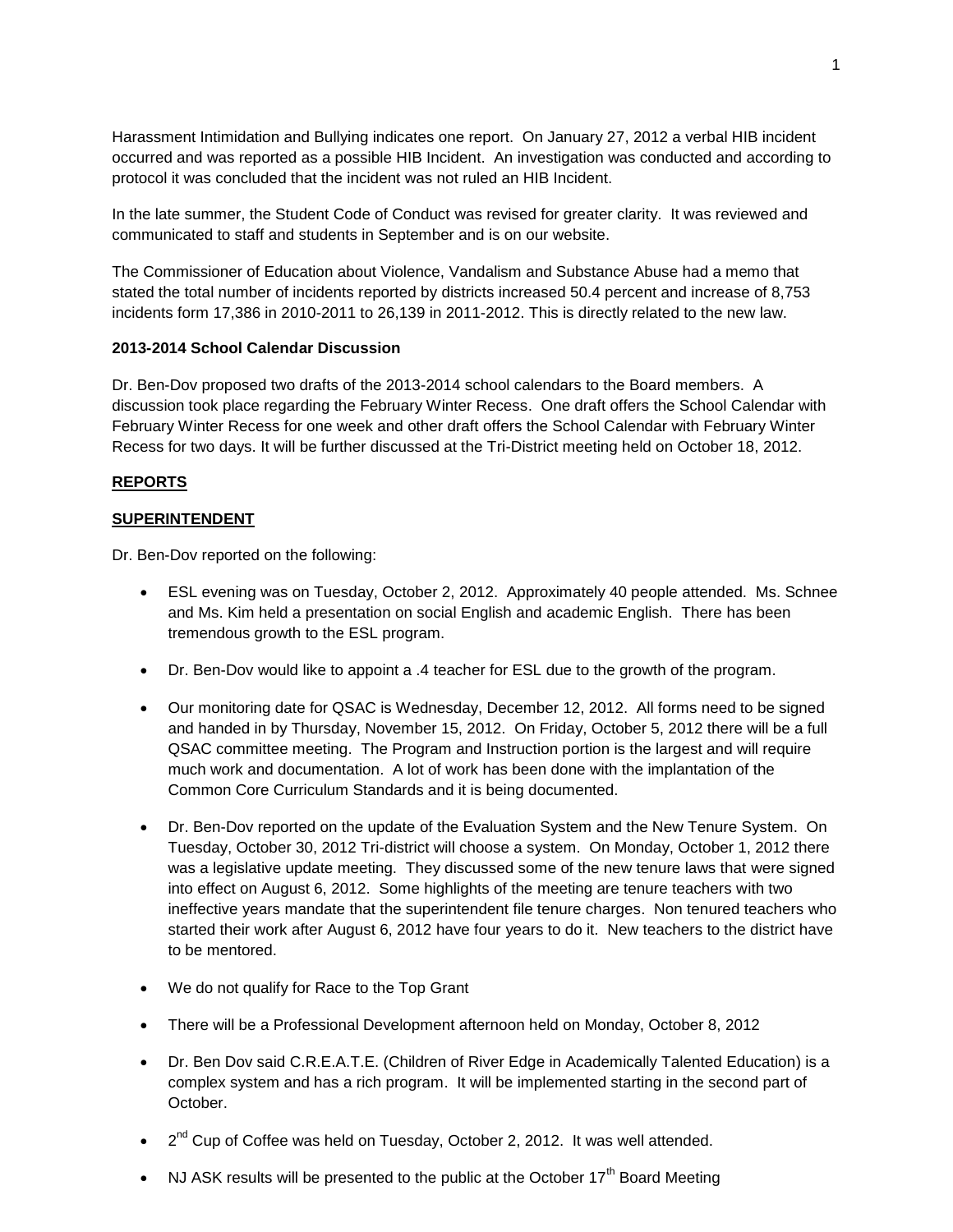Harassment Intimidation and Bullying indicates one report. On January 27, 2012 a verbal HIB incident occurred and was reported as a possible HIB Incident. An investigation was conducted and according to protocol it was concluded that the incident was not ruled an HIB Incident.

In the late summer, the Student Code of Conduct was revised for greater clarity. It was reviewed and communicated to staff and students in September and is on our website.

The Commissioner of Education about Violence, Vandalism and Substance Abuse had a memo that stated the total number of incidents reported by districts increased 50.4 percent and increase of 8,753 incidents form 17,386 in 2010-2011 to 26,139 in 2011-2012. This is directly related to the new law.

**2013-2014 School Calendar Discussion**

Dr. Ben-Dov proposed two drafts of the 2013-2014 school calendars to the Board members. A discussion took place regarding the February Winter Recess. One draft offers the School Calendar with February Winter Recess for one week and other draft offers the School Calendar with February Winter Recess for two days. It will be further discussed at the Tri-District meeting held on October 18, 2012.

## REPORTS

### SUPERINTENDENT

Dr. Ben-Dov reported on the following:

- ESL evening was on Tuesday, October 2, 2012. Approximately 40 people attended. Ms. Schnee and Ms. Kim held a presentation on social English and academic English. There has been tremendous growth to the ESL program.
- Dr. Ben-Dov would like to appoint a .4 teacher for ESL due to the growth of the program.
- Our monitoring date for QSAC is Wednesday, December 12, 2012. All forms need to be signed and handed in by Thursday, November 15, 2012. On Friday, October 5, 2012 there will be a full QSAC committee meeting. The Program and Instruction portion is the largest and will require much work and documentation. A lot of work has been done with the implantation of the Common Core Curriculum Standards and it is being documented.
- Dr. Ben-Dov reported on the update of the Evaluation System and the New Tenure System. On Tuesday, October 30, 2012 Tri-district will choose a system. On Monday, October 1, 2012 there was a legislative update meeting. They discussed some of the new tenure laws that were signed into effect on August 6, 2012. Some highlights of the meeting are tenure teachers with two ineffective years mandate that the superintendent file tenure charges. Non tenured teachers who started their work after August 6, 2012 have four years to do it. New teachers to the district have to be mentored.
- We do not qualify for Race to the Top Grant
- There will be a Professional Development afternoon held on Monday, October 8, 2012
- Dr. Ben Dov said C.R.E.A.T.E. (Children of River Edge in Academically Talented Education) is a complex system and has a rich program. It will be implemented starting in the second part of October.
- 2nd Cup of Coffee was held on Tuesday, October 2, 2012. It was well attended.
- NJ ASK results will be presented to the public at the October 17th Board Meeting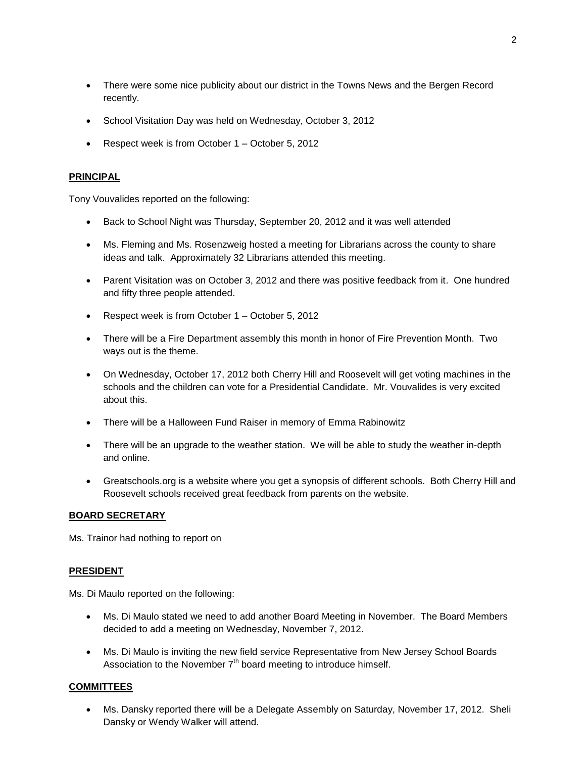- There were some nice publicity about our district in the Towns News and the Bergen Record recently.
- School Visitation Day was held on Wednesday, October 3, 2012
- Respect week is from October 1 – October 5, 2012

**PRINCIPAL**

Tony Vouvalides reported on the following:

- Back to School Night was Thursday, September 20, 2012 and it was well attended
- Ms. Fleming and Ms. Rosenzweig hosted a meeting for Librarians across the county to share ideas and talk. Approximately 32 Librarians attended this meeting.
- Parent Visitation was on October 3, 2012 and there was positive feedback from it. One hundred and fifty three people attended.
- Respect week is from October 1 – October 5, 2012
- There will be a Fire Department assembly this month in honor of Fire Prevention Month. Two ways out is the theme.
- On Wednesday, October 17, 2012 both Cherry Hill and Roosevelt will get voting machines in the schools and the children can vote for a Presidential Candidate. Mr. Vouvalides is very excited about this.
- There will be a Halloween Fund Raiser in memory of Emma Rabinowitz
- There will be an upgrade to the weather station. We will be able to study the weather in-depth and online.
- Greatschools.org is a website where you get a synopsis of different schools. Both Cherry Hill and Roosevelt schools received great feedback from parents on the website.

**BOARD SECRETARY**

Ms. Trainor had nothing to report on

**PRESIDENT**

Ms. Di Maulo reported on the following:

- Ms. Di Maulo stated we need to add another Board Meeting in November. The Board Members decided to add a meeting on Wednesday, November 7, 2012.
- Ms. Di Maulo is inviting the new field service Representative from New Jersey School Boards Association to the November 7th board meeting to introduce himself.

**COMMITTEES**

- Ms. Dansky reported there will be a Delegate Assembly on Saturday, November 17, 2012. Sheli Dansky or Wendy Walker will attend.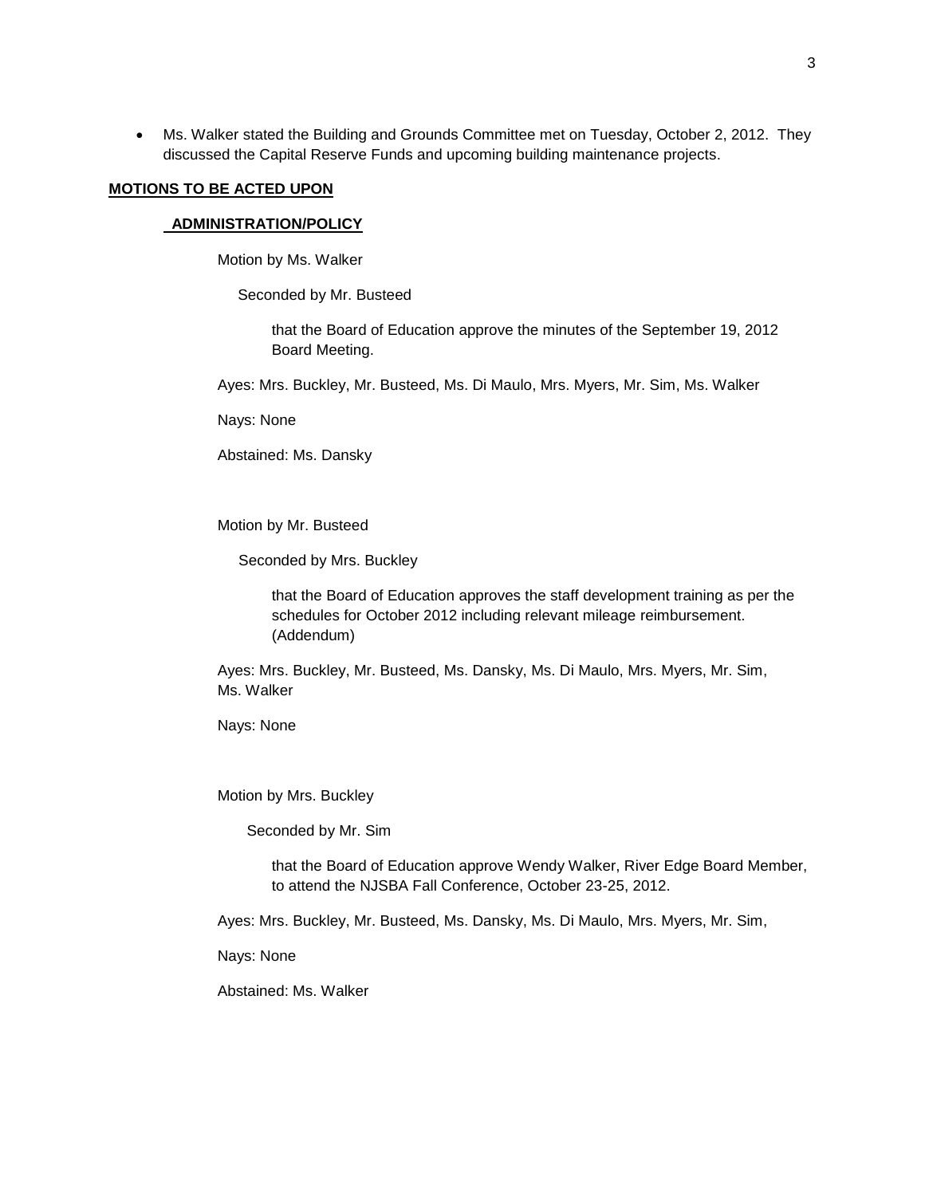- Ms. Walker stated the Building and Grounds Committee met on Tuesday, October 2, 2012. They discussed the Capital Reserve Funds and upcoming building maintenance projects.

## **MOTIONS TO BE ACTED UPON**

### **ADMINISTRATION/POLICY**

Motion by Ms. Walker

Seconded by Mr. Busteed

that the Board of Education approve the minutes of the September 19, 2012 Board Meeting.

Ayes: Mrs. Buckley, Mr. Busteed, Ms. Di Maulo, Mrs. Myers, Mr. Sim, Ms. Walker

Nays: None

Abstained: Ms. Dansky

Motion by Mr. Busteed

Seconded by Mrs. Buckley

that the Board of Education approves the staff development training as per the schedules for October 2012 including relevant mileage reimbursement. (Addendum)

Ayes: Mrs. Buckley, Mr. Busteed, Ms. Dansky, Ms. Di Maulo, Mrs. Myers, Mr. Sim, Ms. Walker

Nays: None

Motion by Mrs. Buckley

Seconded by Mr. Sim

that the Board of Education approve Wendy Walker, River Edge Board Member, to attend the NJSBA Fall Conference, October 23-25, 2012.

Ayes: Mrs. Buckley, Mr. Busteed, Ms. Dansky, Ms. Di Maulo, Mrs. Myers, Mr. Sim,

Nays: None

Abstained: Ms. Walker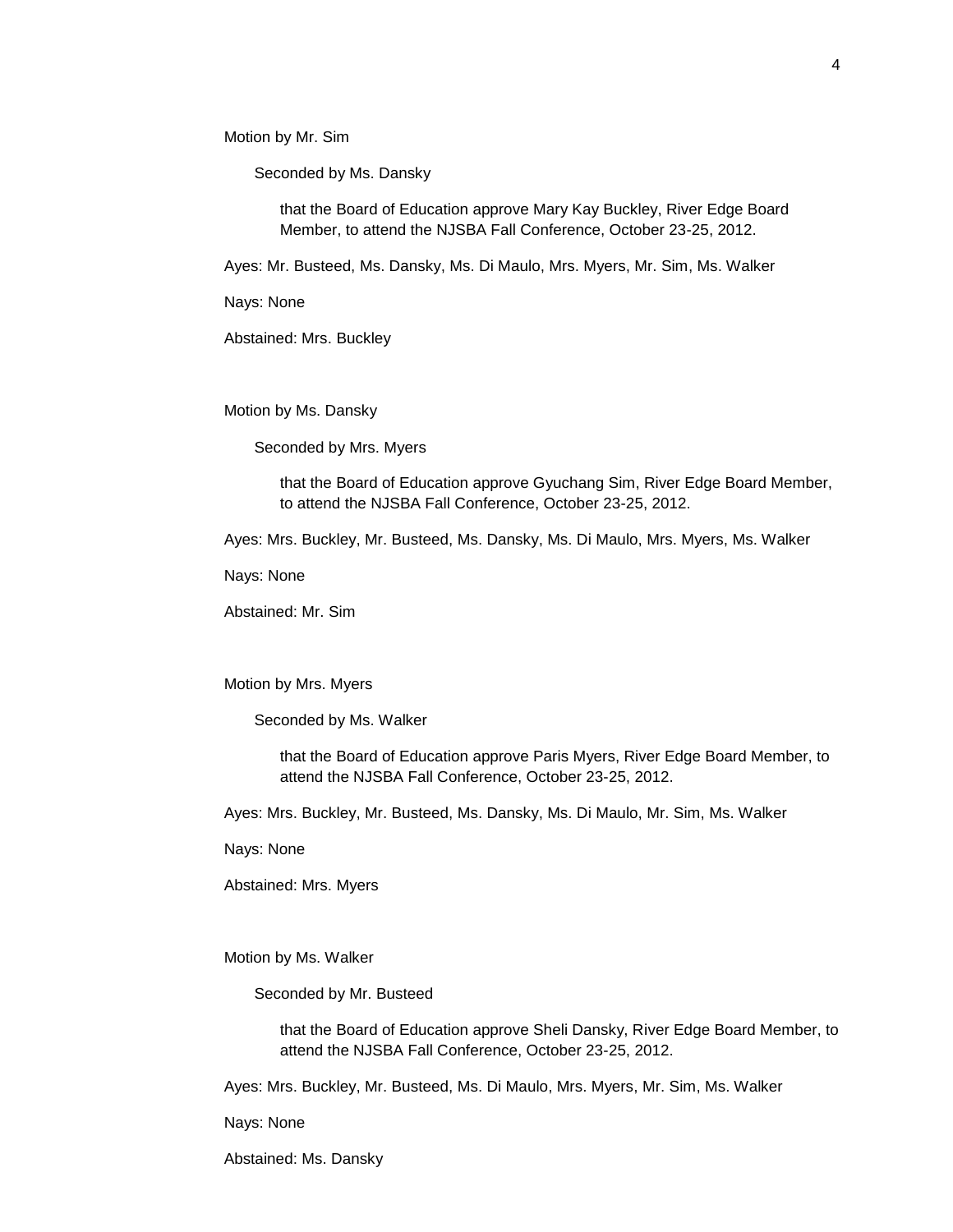Motion by Mr. Sim

Seconded by Ms. Dansky

that the Board of Education approve Mary Kay Buckley, River Edge Board Member, to attend the NJSBA Fall Conference, October 23-25, 2012.

Ayes: Mr. Busteed, Ms. Dansky, Ms. Di Maulo, Mrs. Myers, Mr. Sim, Ms. Walker

Nays: None

Abstained: Mrs. Buckley

Motion by Ms. Dansky

Seconded by Mrs. Myers

that the Board of Education approve Gyuchang Sim, River Edge Board Member, to attend the NJSBA Fall Conference, October 23-25, 2012.

Ayes: Mrs. Buckley, Mr. Busteed, Ms. Dansky, Ms. Di Maulo, Mrs. Myers, Ms. Walker

Nays: None

Abstained: Mr. Sim

Motion by Mrs. Myers

Seconded by Ms. Walker

that the Board of Education approve Paris Myers, River Edge Board Member, to attend the NJSBA Fall Conference, October 23-25, 2012.

Ayes: Mrs. Buckley, Mr. Busteed, Ms. Dansky, Ms. Di Maulo, Mr. Sim, Ms. Walker

Nays: None

Abstained: Mrs. Myers

Motion by Ms. Walker

Seconded by Mr. Busteed

that the Board of Education approve Sheli Dansky, River Edge Board Member, to attend the NJSBA Fall Conference, October 23-25, 2012.

Ayes: Mrs. Buckley, Mr. Busteed, Ms. Di Maulo, Mrs. Myers, Mr. Sim, Ms. Walker

Nays: None

Abstained: Ms. Dansky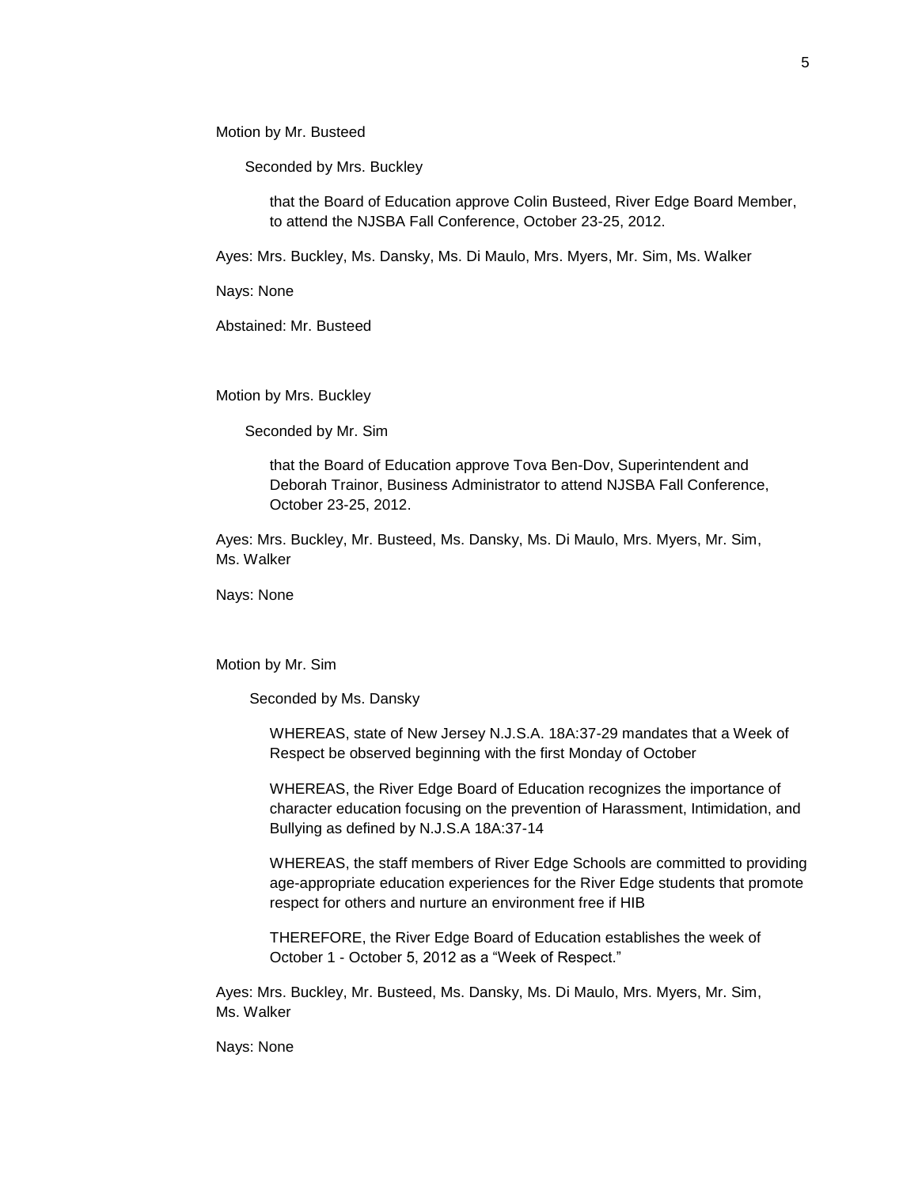Motion by Mr. Busteed

Seconded by Mrs. Buckley

that the Board of Education approve Colin Busteed, River Edge Board Member, to attend the NJSBA Fall Conference, October 23-25, 2012.

Ayes: Mrs. Buckley, Ms. Dansky, Ms. Di Maulo, Mrs. Myers, Mr. Sim, Ms. Walker

Nays: None

Abstained: Mr. Busteed

Motion by Mrs. Buckley

Seconded by Mr. Sim

that the Board of Education approve Tova Ben-Dov, Superintendent and Deborah Trainor, Business Administrator to attend NJSBA Fall Conference, October 23-25, 2012.

Ayes: Mrs. Buckley, Mr. Busteed, Ms. Dansky, Ms. Di Maulo, Mrs. Myers, Mr. Sim, Ms. Walker

Nays: None

Motion by Mr. Sim

Seconded by Ms. Dansky

WHEREAS, state of New Jersey N.J.S.A. 18A:37-29 mandates that a Week of Respect be observed beginning with the first Monday of October

WHEREAS, the River Edge Board of Education recognizes the importance of character education focusing on the prevention of Harassment, Intimidation, and Bullying as defined by N.J.S.A 18A:37-14

WHEREAS, the staff members of River Edge Schools are committed to providing age-appropriate education experiences for the River Edge students that promote respect for others and nurture an environment free if HIB

THEREFORE, the River Edge Board of Education establishes the week of October 1 - October 5, 2012 as a "Week of Respect."

Ayes: Mrs. Buckley, Mr. Busteed, Ms. Dansky, Ms. Di Maulo, Mrs. Myers, Mr. Sim, Ms. Walker

Nays: None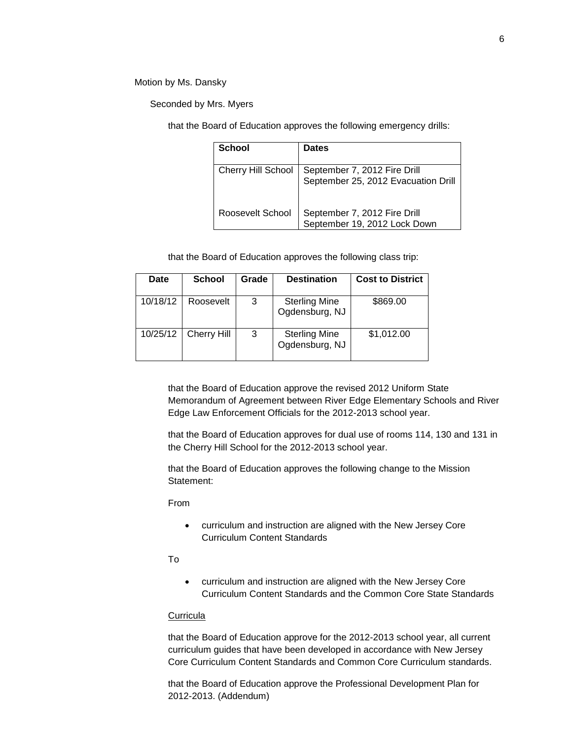Motion by Ms. Dansky

Seconded by Mrs. Myers

that the Board of Education approves the following emergency drills:

| School | Dates |
|---|---|
| Cherry Hill School | September 7, 2012 Fire Drill<br>September 25, 2012 Evacuation Drill |
| Roosevelt School | September 7, 2012 Fire Drill<br>September 19, 2012 Lock Down |

that the Board of Education approves the following class trip:

| Date | School | Grade | Destination | Cost to District |
|---|---|---|---|---|
| 10/18/12 | Roosevelt | 3 | Sterling Mine Ogdensburg, NJ | $869.00 |
| 10/25/12 | Cherry Hill | 3 | Sterling Mine Ogdensburg, NJ | $1,012.00 |

that the Board of Education approve the revised 2012 Uniform State Memorandum of Agreement between River Edge Elementary Schools and River Edge Law Enforcement Officials for the 2012-2013 school year.

that the Board of Education approves for dual use of rooms 114, 130 and 131 in the Cherry Hill School for the 2012-2013 school year.

that the Board of Education approves the following change to the Mission Statement:

From

- curriculum and instruction are aligned with the New Jersey Core Curriculum Content Standards

To

- curriculum and instruction are aligned with the New Jersey Core Curriculum Content Standards and the Common Core State Standards

Curricula

that the Board of Education approve for the 2012-2013 school year, all current curriculum guides that have been developed in accordance with New Jersey Core Curriculum Content Standards and Common Core Curriculum standards.

that the Board of Education approve the Professional Development Plan for 2012-2013. (Addendum)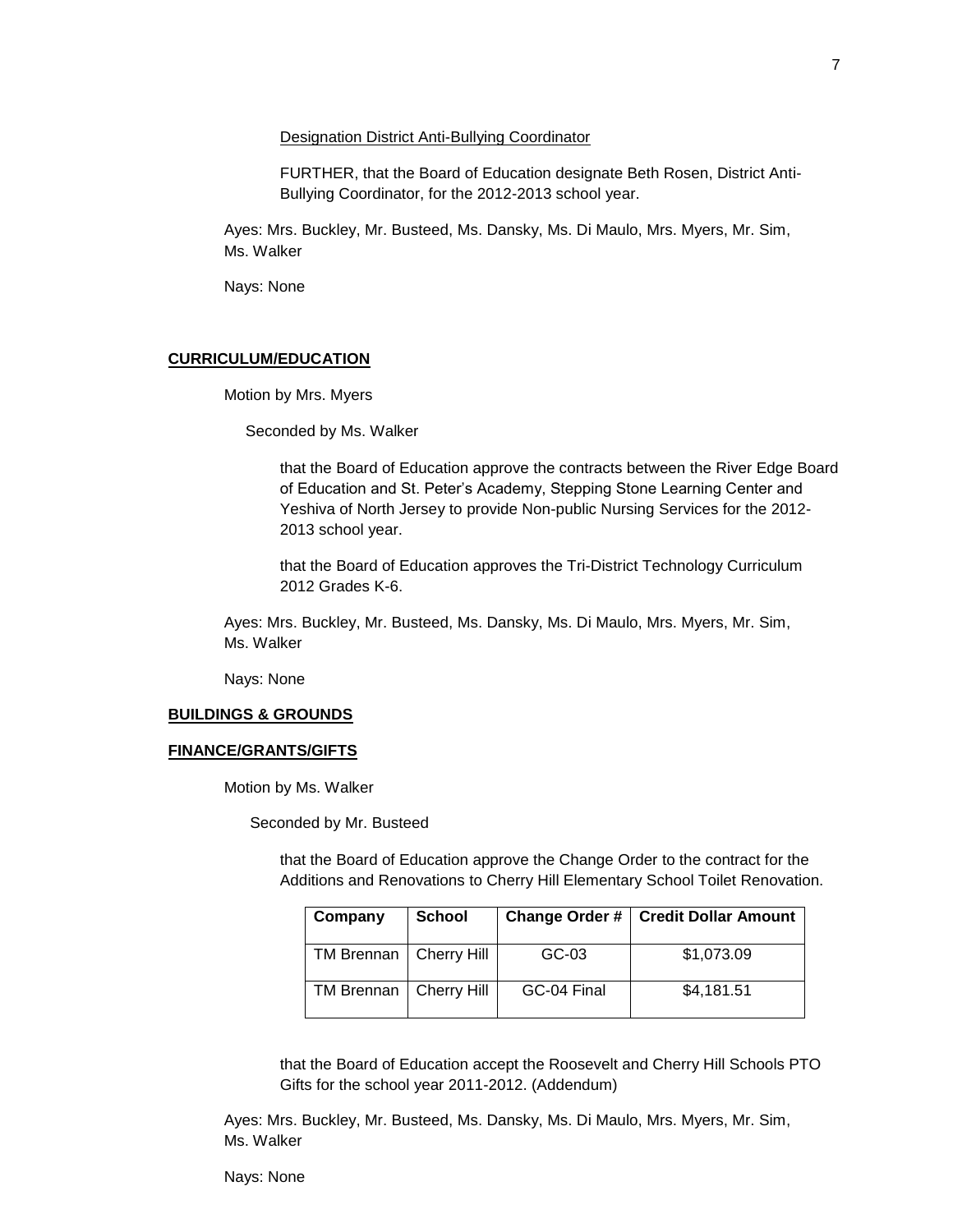Designation District Anti-Bullying Coordinator

FURTHER, that the Board of Education designate Beth Rosen, District Anti-Bullying Coordinator, for the 2012-2013 school year.

Ayes: Mrs. Buckley, Mr. Busteed, Ms. Dansky, Ms. Di Maulo, Mrs. Myers, Mr. Sim, Ms. Walker

Nays: None

**CURRICULUM/EDUCATION**

Motion by Mrs. Myers

Seconded by Ms. Walker

that the Board of Education approve the contracts between the River Edge Board of Education and St. Peter's Academy, Stepping Stone Learning Center and Yeshiva of North Jersey to provide Non-public Nursing Services for the 2012-2013 school year.

that the Board of Education approves the Tri-District Technology Curriculum 2012 Grades K-6.

Ayes: Mrs. Buckley, Mr. Busteed, Ms. Dansky, Ms. Di Maulo, Mrs. Myers, Mr. Sim, Ms. Walker

Nays: None

**BUILDINGS & GROUNDS**

**FINANCE/GRANTS/GIFTS**

Motion by Ms. Walker

Seconded by Mr. Busteed

that the Board of Education approve the Change Order to the contract for the Additions and Renovations to Cherry Hill Elementary School Toilet Renovation.

| Company | School | Change Order # | Credit Dollar Amount |
|---|---|---|---|
| TM Brennan | Cherry Hill | GC-03 | $1,073.09 |
| TM Brennan | Cherry Hill | GC-04 Final | $4,181.51 |

that the Board of Education accept the Roosevelt and Cherry Hill Schools PTO Gifts for the school year 2011-2012. (Addendum)

Ayes: Mrs. Buckley, Mr. Busteed, Ms. Dansky, Ms. Di Maulo, Mrs. Myers, Mr. Sim, Ms. Walker

Nays: None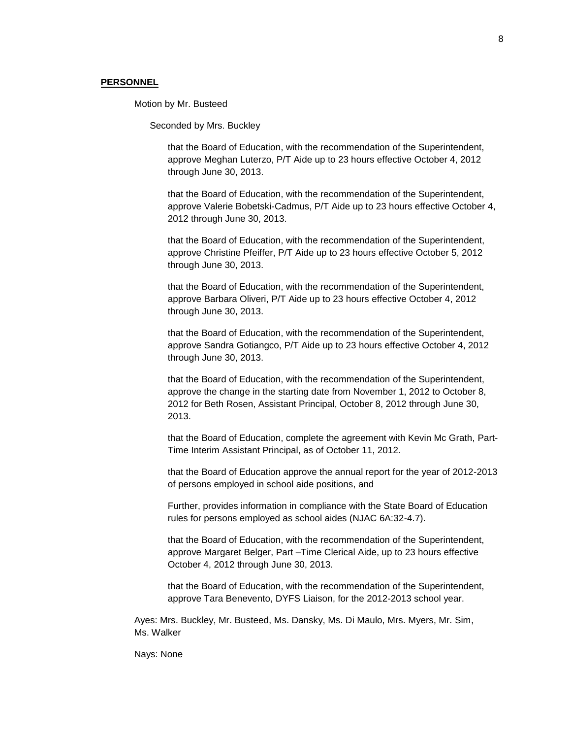**PERSONNEL**

Motion by Mr. Busteed

Seconded by Mrs. Buckley

that the Board of Education, with the recommendation of the Superintendent, approve Meghan Luterzo, P/T Aide up to 23 hours effective October 4, 2012 through June 30, 2013.

that the Board of Education, with the recommendation of the Superintendent, approve Valerie Bobetski-Cadmus, P/T Aide up to 23 hours effective October 4, 2012 through June 30, 2013.

that the Board of Education, with the recommendation of the Superintendent, approve Christine Pfeiffer, P/T Aide up to 23 hours effective October 5, 2012 through June 30, 2013.

that the Board of Education, with the recommendation of the Superintendent, approve Barbara Oliveri, P/T Aide up to 23 hours effective October 4, 2012 through June 30, 2013.

that the Board of Education, with the recommendation of the Superintendent, approve Sandra Gotiangco, P/T Aide up to 23 hours effective October 4, 2012 through June 30, 2013.

that the Board of Education, with the recommendation of the Superintendent, approve the change in the starting date from November 1, 2012 to October 8, 2012 for Beth Rosen, Assistant Principal, October 8, 2012 through June 30, 2013.

that the Board of Education, complete the agreement with Kevin Mc Grath, Part-Time Interim Assistant Principal, as of October 11, 2012.

that the Board of Education approve the annual report for the year of 2012-2013 of persons employed in school aide positions, and

Further, provides information in compliance with the State Board of Education rules for persons employed as school aides (NJAC 6A:32-4.7).

that the Board of Education, with the recommendation of the Superintendent, approve Margaret Belger, Part –Time Clerical Aide, up to 23 hours effective October 4, 2012 through June 30, 2013.

that the Board of Education, with the recommendation of the Superintendent, approve Tara Benevento, DYFS Liaison, for the 2012-2013 school year.

Ayes: Mrs. Buckley, Mr. Busteed, Ms. Dansky, Ms. Di Maulo, Mrs. Myers, Mr. Sim, Ms. Walker

Nays: None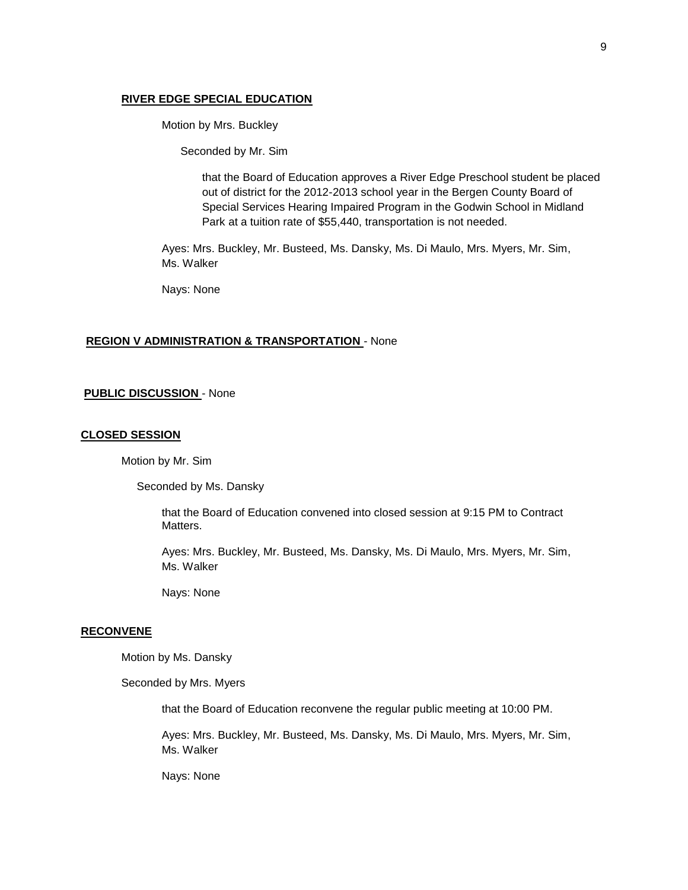**RIVER EDGE SPECIAL EDUCATION**

Motion by Mrs. Buckley

Seconded by Mr. Sim

that the Board of Education approves a River Edge Preschool student be placed out of district for the 2012-2013 school year in the Bergen County Board of Special Services Hearing Impaired Program in the Godwin School in Midland Park at a tuition rate of $55,440, transportation is not needed.

Ayes: Mrs. Buckley, Mr. Busteed, Ms. Dansky, Ms. Di Maulo, Mrs. Myers, Mr. Sim, Ms. Walker

Nays: None

**REGION V ADMINISTRATION & TRANSPORTATION** - None

**PUBLIC DISCUSSION** - None

**CLOSED SESSION**

Motion by Mr. Sim

Seconded by Ms. Dansky

that the Board of Education convened into closed session at 9:15 PM to Contract Matters.

Ayes: Mrs. Buckley, Mr. Busteed, Ms. Dansky, Ms. Di Maulo, Mrs. Myers, Mr. Sim, Ms. Walker

Nays: None

**RECONVENE**

Motion by Ms. Dansky

Seconded by Mrs. Myers

that the Board of Education reconvene the regular public meeting at 10:00 PM.

Ayes: Mrs. Buckley, Mr. Busteed, Ms. Dansky, Ms. Di Maulo, Mrs. Myers, Mr. Sim, Ms. Walker

Nays: None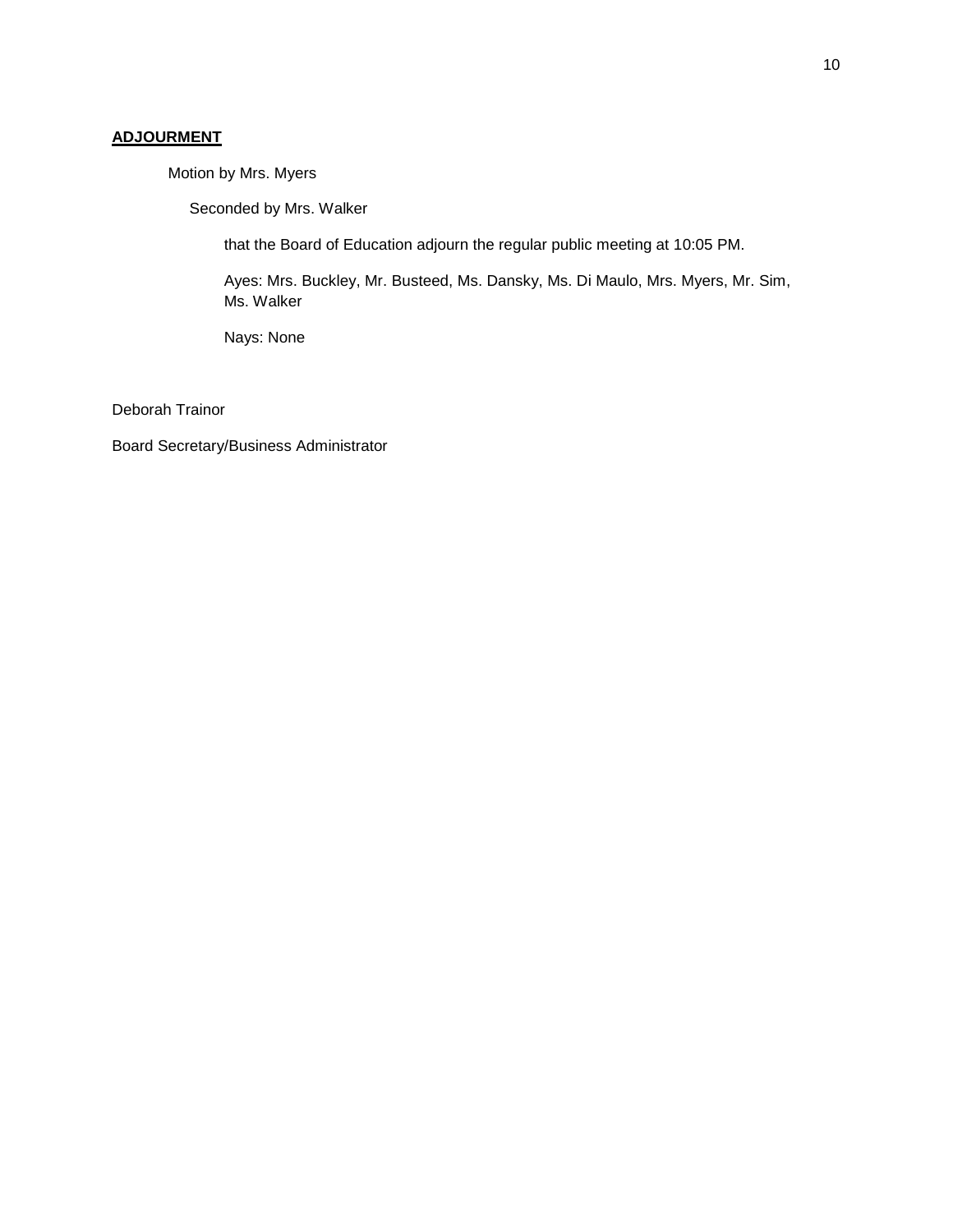**ADJOURMENT**

Motion by Mrs. Myers

Seconded by Mrs. Walker

that the Board of Education adjourn the regular public meeting at 10:05 PM.

Ayes: Mrs. Buckley, Mr. Busteed, Ms. Dansky, Ms. Di Maulo, Mrs. Myers, Mr. Sim, Ms. Walker

Nays: None

Deborah Trainor

Board Secretary/Business Administrator